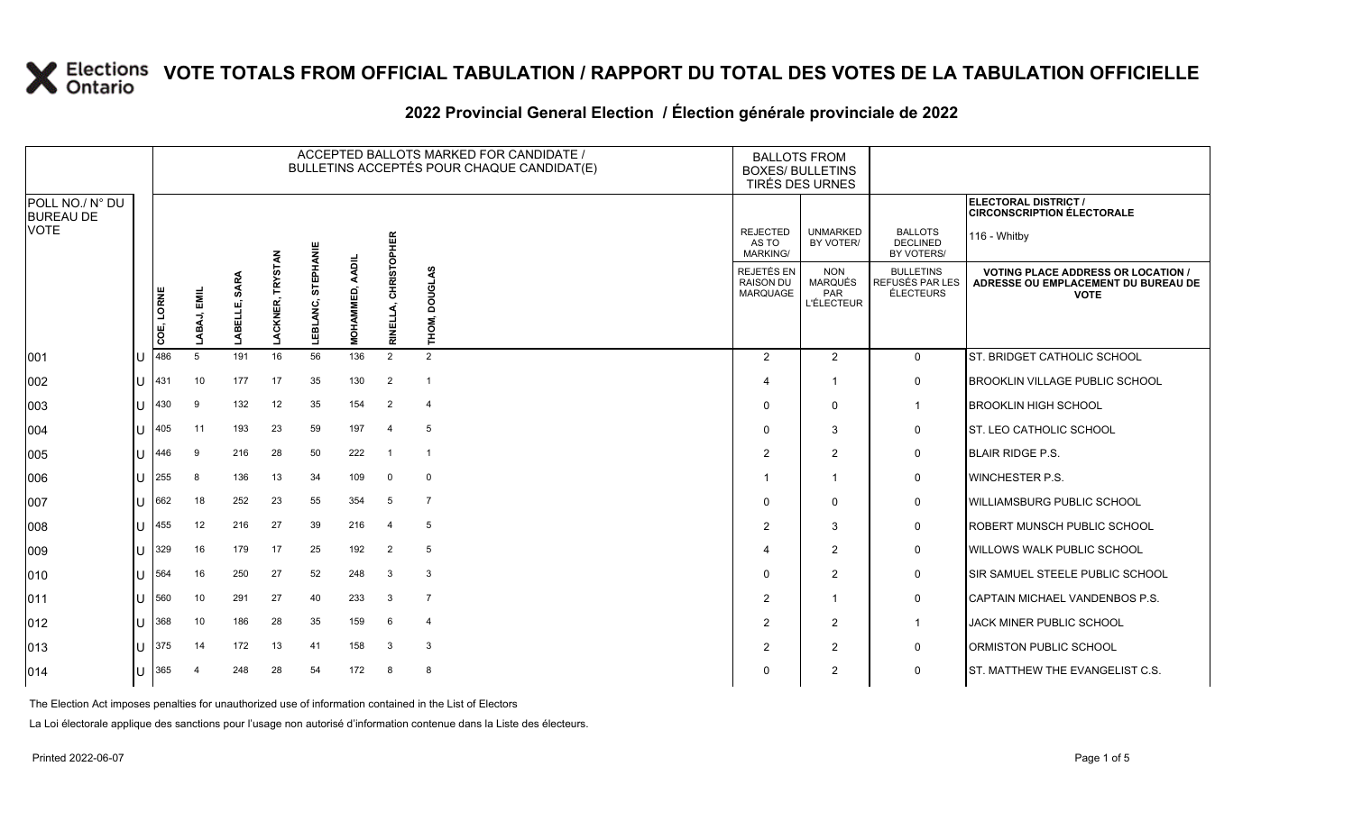# VOTE TOTALS FROM OFFICIAL TABULATION / RAPPORT DU TOTAL DES VOTES DE LA TABULATION OFFICIELLE

## 2022 Provincial General Election / Élection générale provinciale de 2022

ELECTORAL DISTRICT / CIRCONSCRIPTION ÉLECTORALE: 116 - Whitby

| POLL NO./ N° DU BUREAU DE VOTE | | COE, LORNE | LABAJ, EMIL | LABELLE, SARA | LACKNER, TRYSTAN | LEBLANC, STEPHANIE | MOHAMMED, AADIL | RINELLA, CHRISTOPHER | THOM, DOUGLAS | REJECTED AS TO MARKING/ REJETÉS EN RAISON DU MARQUAGE | UNMARKED BY VOTER/ NON MARQUÉS PAR L'ÉLECTEUR | BALLOTS DECLINED BY VOTERS/ BULLETINS REFUSÉS PAR LES ÉLECTEURS | VOTING PLACE ADDRESS OR LOCATION / ADRESSE OU EMPLACEMENT DU BUREAU DE VOTE |
|---|---|---|---|---|---|---|---|---|---|---|---|---|---|
| 001 | U | 486 | 5 | 191 | 16 | 56 | 136 | 2 | 2 | 2 | 2 | 0 | ST. BRIDGET CATHOLIC SCHOOL |
| 002 | U | 431 | 10 | 177 | 17 | 35 | 130 | 2 | 1 | 4 | 1 | 0 | BROOKLIN VILLAGE PUBLIC SCHOOL |
| 003 | U | 430 | 9 | 132 | 12 | 35 | 154 | 2 | 4 | 0 | 0 | 1 | BROOKLIN HIGH SCHOOL |
| 004 | U | 405 | 11 | 193 | 23 | 59 | 197 | 4 | 5 | 0 | 3 | 0 | ST. LEO CATHOLIC SCHOOL |
| 005 | U | 446 | 9 | 216 | 28 | 50 | 222 | 1 | 1 | 2 | 2 | 0 | BLAIR RIDGE P.S. |
| 006 | U | 255 | 8 | 136 | 13 | 34 | 109 | 0 | 0 | 1 | 1 | 0 | WINCHESTER P.S. |
| 007 | U | 662 | 18 | 252 | 23 | 55 | 354 | 5 | 7 | 0 | 0 | 0 | WILLIAMSBURG PUBLIC SCHOOL |
| 008 | U | 455 | 12 | 216 | 27 | 39 | 216 | 4 | 5 | 2 | 3 | 0 | ROBERT MUNSCH PUBLIC SCHOOL |
| 009 | U | 329 | 16 | 179 | 17 | 25 | 192 | 2 | 5 | 4 | 2 | 0 | WILLOWS WALK PUBLIC SCHOOL |
| 010 | U | 564 | 16 | 250 | 27 | 52 | 248 | 3 | 3 | 0 | 2 | 0 | SIR SAMUEL STEELE PUBLIC SCHOOL |
| 011 | U | 560 | 10 | 291 | 27 | 40 | 233 | 3 | 7 | 2 | 1 | 0 | CAPTAIN MICHAEL VANDENBOS P.S. |
| 012 | U | 368 | 10 | 186 | 28 | 35 | 159 | 6 | 4 | 2 | 2 | 1 | JACK MINER PUBLIC SCHOOL |
| 013 | U | 375 | 14 | 172 | 13 | 41 | 158 | 3 | 3 | 2 | 2 | 0 | ORMISTON PUBLIC SCHOOL |
| 014 | U | 365 | 4 | 248 | 28 | 54 | 172 | 8 | 8 | 0 | 2 | 0 | ST. MATTHEW THE EVANGELIST C.S. |

The Election Act imposes penalties for unauthorized use of information contained in the List of Electors

La Loi électorale applique des sanctions pour l'usage non autorisé d'information contenue dans la Liste des électeurs.

Printed 2022-06-07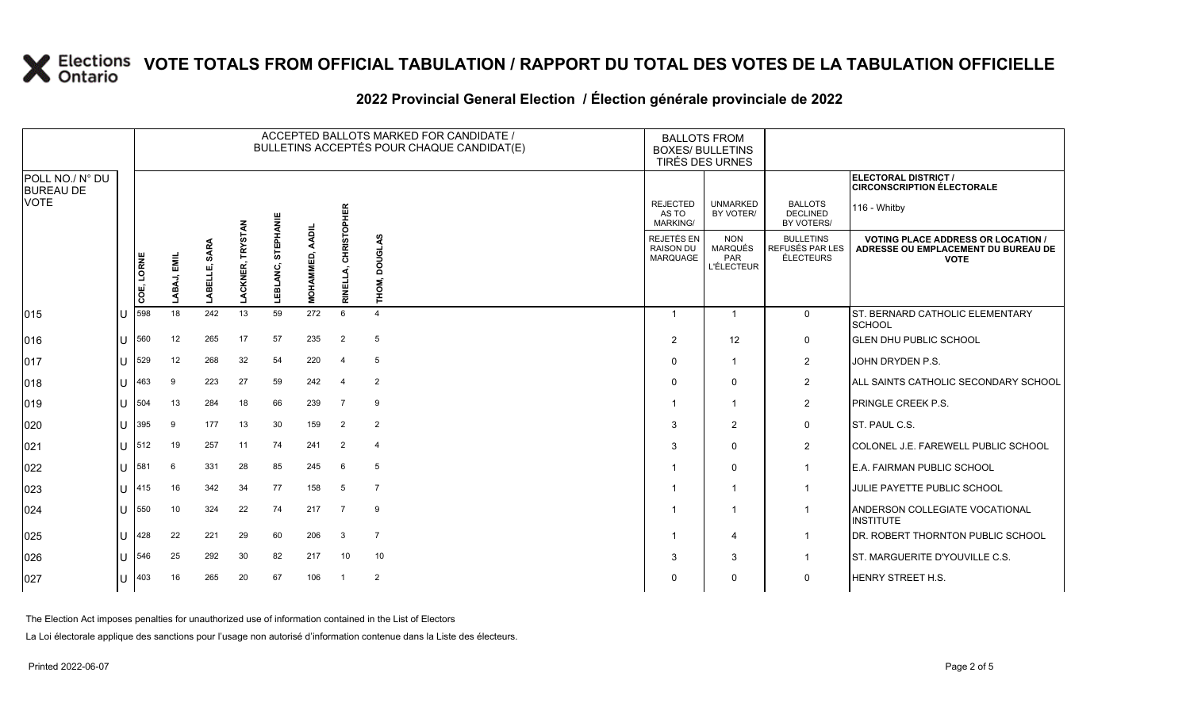# VOTE TOTALS FROM OFFICIAL TABULATION / RAPPORT DU TOTAL DES VOTES DE LA TABULATION OFFICIELLE

## 2022 Provincial General Election / Élection générale provinciale de 2022

| POLL NO./ N° DU BUREAU DE VOTE | | COE, LORNE | LABAJ, EMIL | LABELLE, SARA | LACKNER, TRYSTAN | LEBLANC, STEPHANIE | MOHAMMED, AADIL | RINELLA, CHRISTOPHER | THOM, DOUGLAS | REJECTED AS TO MARKING/ REJETÉS EN RAISON DU MARQUAGE | UNMARKED BY VOTER/ NON MARQUÉS PAR L'ÉLECTEUR | BALLOTS DECLINED BY VOTERS/ BULLETINS REFUSÉS PAR LES ÉLECTEURS | ELECTORAL DISTRICT / CIRCONSCRIPTION ÉLECTORALE: 116 - Whitby — VOTING PLACE ADDRESS OR LOCATION / ADRESSE OU EMPLACEMENT DU BUREAU DE VOTE |
|---|---|---|---|---|---|---|---|---|---|---|---|---|---|
| 015 | U | 598 | 18 | 242 | 13 | 59 | 272 | 6 | 4 | 1 | 1 | 0 | ST. BERNARD CATHOLIC ELEMENTARY SCHOOL |
| 016 | U | 560 | 12 | 265 | 17 | 57 | 235 | 2 | 5 | 2 | 12 | 0 | GLEN DHU PUBLIC SCHOOL |
| 017 | U | 529 | 12 | 268 | 32 | 54 | 220 | 4 | 5 | 0 | 1 | 2 | JOHN DRYDEN P.S. |
| 018 | U | 463 | 9 | 223 | 27 | 59 | 242 | 4 | 2 | 0 | 0 | 2 | ALL SAINTS CATHOLIC SECONDARY SCHOOL |
| 019 | U | 504 | 13 | 284 | 18 | 66 | 239 | 7 | 9 | 1 | 1 | 2 | PRINGLE CREEK P.S. |
| 020 | U | 395 | 9 | 177 | 13 | 30 | 159 | 2 | 2 | 3 | 2 | 0 | ST. PAUL C.S. |
| 021 | U | 512 | 19 | 257 | 11 | 74 | 241 | 2 | 4 | 3 | 0 | 2 | COLONEL J.E. FAREWELL PUBLIC SCHOOL |
| 022 | U | 581 | 6 | 331 | 28 | 85 | 245 | 6 | 5 | 1 | 0 | 1 | E.A. FAIRMAN PUBLIC SCHOOL |
| 023 | U | 415 | 16 | 342 | 34 | 77 | 158 | 5 | 7 | 1 | 1 | 1 | JULIE PAYETTE PUBLIC SCHOOL |
| 024 | U | 550 | 10 | 324 | 22 | 74 | 217 | 7 | 9 | 1 | 1 | 1 | ANDERSON COLLEGIATE VOCATIONAL INSTITUTE |
| 025 | U | 428 | 22 | 221 | 29 | 60 | 206 | 3 | 7 | 1 | 4 | 1 | DR. ROBERT THORNTON PUBLIC SCHOOL |
| 026 | U | 546 | 25 | 292 | 30 | 82 | 217 | 10 | 10 | 3 | 3 | 1 | ST. MARGUERITE D'YOUVILLE C.S. |
| 027 | U | 403 | 16 | 265 | 20 | 67 | 106 | 1 | 2 | 0 | 0 | 0 | HENRY STREET H.S. |

The Election Act imposes penalties for unauthorized use of information contained in the List of Electors

La Loi électorale applique des sanctions pour l'usage non autorisé d'information contenue dans la Liste des électeurs.

Printed 2022-06-07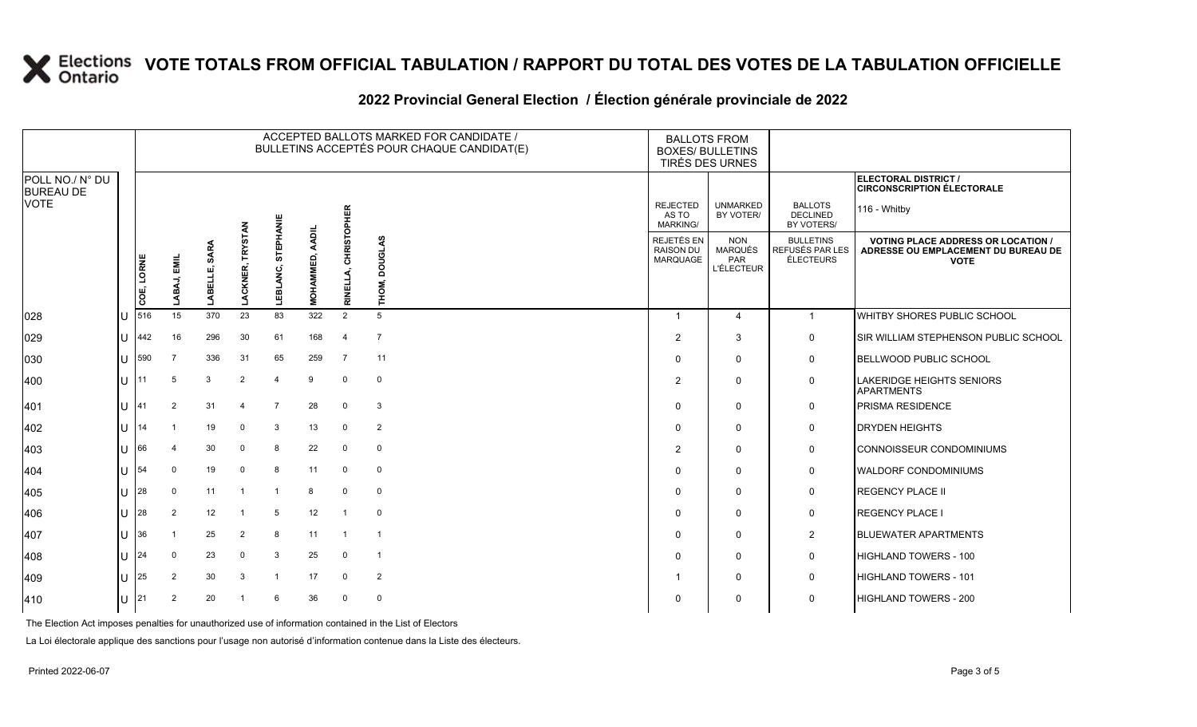# VOTE TOTALS FROM OFFICIAL TABULATION / RAPPORT DU TOTAL DES VOTES DE LA TABULATION OFFICIELLE

## 2022 Provincial General Election / Élection générale provinciale de 2022

| POLL NO./ N° DU BUREAU DE VOTE | | ACCEPTED BALLOTS MARKED FOR CANDIDATE / BULLETINS ACCEPTÉS POUR CHAQUE CANDIDAT(E) | | | | | | | | BALLOTS FROM BOXES/ BULLETINS TIRÉS DES URNES | | | ELECTORAL DISTRICT / CIRCONSCRIPTION ÉLECTORALE 116 - Whitby |
|---|---|---|---|---|---|---|---|---|---|---|---|---|---|
| | | COE, LORNE | LABAJ, EMIL | LABELLE, SARA | LACKNER, TRYSTAN | LEBLANC, STEPHANIE | MOHAMMED, AADIL | RINELLA, CHRISTOPHER | THOM, DOUGLAS | REJECTED AS TO MARKING/ REJETÉS EN RAISON DU MARQUAGE | UNMARKED BY VOTER/ NON MARQUÉS PAR L'ÉLECTEUR | BALLOTS DECLINED BY VOTERS/ BULLETINS REFUSÉS PAR LES ÉLECTEURS | VOTING PLACE ADDRESS OR LOCATION / ADRESSE OU EMPLACEMENT DU BUREAU DE VOTE |
| 028 | U | 516 | 15 | 370 | 23 | 83 | 322 | 2 | 5 | 1 | 4 | 1 | WHITBY SHORES PUBLIC SCHOOL |
| 029 | U | 442 | 16 | 296 | 30 | 61 | 168 | 4 | 7 | 2 | 3 | 0 | SIR WILLIAM STEPHENSON PUBLIC SCHOOL |
| 030 | U | 590 | 7 | 336 | 31 | 65 | 259 | 7 | 11 | 0 | 0 | 0 | BELLWOOD PUBLIC SCHOOL |
| 400 | U | 11 | 5 | 3 | 2 | 4 | 9 | 0 | 0 | 2 | 0 | 0 | LAKERIDGE HEIGHTS SENIORS APARTMENTS |
| 401 | U | 41 | 2 | 31 | 4 | 7 | 28 | 0 | 3 | 0 | 0 | 0 | PRISMA RESIDENCE |
| 402 | U | 14 | 1 | 19 | 0 | 3 | 13 | 0 | 2 | 0 | 0 | 0 | DRYDEN HEIGHTS |
| 403 | U | 66 | 4 | 30 | 0 | 8 | 22 | 0 | 0 | 2 | 0 | 0 | CONNOISSEUR CONDOMINIUMS |
| 404 | U | 54 | 0 | 19 | 0 | 8 | 11 | 0 | 0 | 0 | 0 | 0 | WALDORF CONDOMINIUMS |
| 405 | U | 28 | 0 | 11 | 1 | 1 | 8 | 0 | 0 | 0 | 0 | 0 | REGENCY PLACE II |
| 406 | U | 28 | 2 | 12 | 1 | 5 | 12 | 1 | 0 | 0 | 0 | 0 | REGENCY PLACE I |
| 407 | U | 36 | 1 | 25 | 2 | 8 | 11 | 1 | 1 | 0 | 0 | 2 | BLUEWATER APARTMENTS |
| 408 | U | 24 | 0 | 23 | 0 | 3 | 25 | 0 | 1 | 0 | 0 | 0 | HIGHLAND TOWERS - 100 |
| 409 | U | 25 | 2 | 30 | 3 | 1 | 17 | 0 | 2 | 1 | 0 | 0 | HIGHLAND TOWERS - 101 |
| 410 | U | 21 | 2 | 20 | 1 | 6 | 36 | 0 | 0 | 0 | 0 | 0 | HIGHLAND TOWERS - 200 |

The Election Act imposes penalties for unauthorized use of information contained in the List of Electors

La Loi électorale applique des sanctions pour l'usage non autorisé d'information contenue dans la Liste des électeurs.

Printed 2022-06-07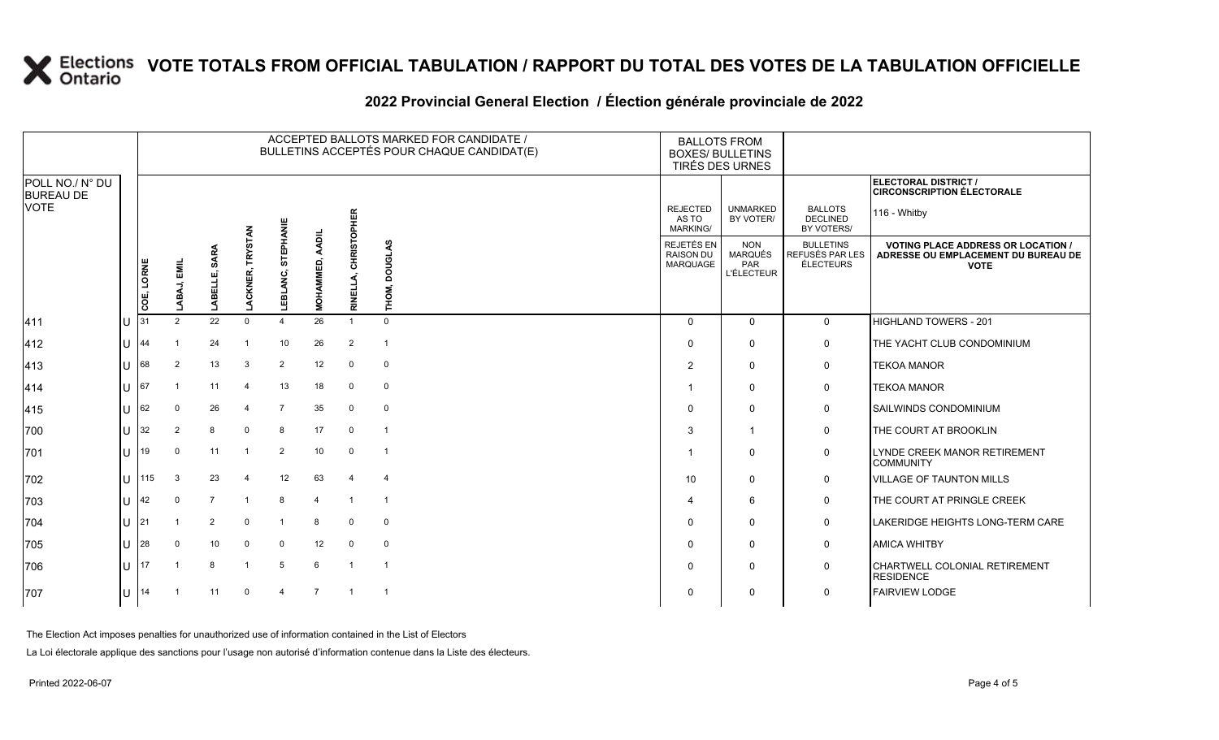# VOTE TOTALS FROM OFFICIAL TABULATION / RAPPORT DU TOTAL DES VOTES DE LA TABULATION OFFICIELLE

## 2022 Provincial General Election / Élection générale provinciale de 2022

ELECTORAL DISTRICT / CIRCONSCRIPTION ÉLECTORALE: 116 - Whitby

| POLL NO./ N° DU BUREAU DE VOTE | | ACCEPTED BALLOTS MARKED FOR CANDIDATE / BULLETINS ACCEPTÉS POUR CHAQUE CANDIDAT(E) | | | | | | | | BALLOTS FROM BOXES/ BULLETINS TIRÉS DES URNES | | | |
|---|---|---|---|---|---|---|---|---|---|---|---|---|---|
| | | COE, LORNE | LABAJ, EMIL | LABELLE, SARA | LACKNER, TRYSTAN | LEBLANC, STEPHANIE | MOHAMMED, AADIL | RINELLA, CHRISTOPHER | THOM, DOUGLAS | REJECTED AS TO MARKING/ REJETÉS EN RAISON DU MARQUAGE | UNMARKED BY VOTER/ NON MARQUÉS PAR L'ÉLECTEUR | BALLOTS DECLINED BY VOTERS/ BULLETINS REFUSÉS PAR LES ÉLECTEURS | VOTING PLACE ADDRESS OR LOCATION / ADRESSE OU EMPLACEMENT DU BUREAU DE VOTE |
| 411 | U | 31 | 2 | 22 | 0 | 4 | 26 | 1 | 0 | 0 | 0 | 0 | HIGHLAND TOWERS - 201 |
| 412 | U | 44 | 1 | 24 | 1 | 10 | 26 | 2 | 1 | 0 | 0 | 0 | THE YACHT CLUB CONDOMINIUM |
| 413 | U | 68 | 2 | 13 | 3 | 2 | 12 | 0 | 0 | 2 | 0 | 0 | TEKOA MANOR |
| 414 | U | 67 | 1 | 11 | 4 | 13 | 18 | 0 | 0 | 1 | 0 | 0 | TEKOA MANOR |
| 415 | U | 62 | 0 | 26 | 4 | 7 | 35 | 0 | 0 | 0 | 0 | 0 | SAILWINDS CONDOMINIUM |
| 700 | U | 32 | 2 | 8 | 0 | 8 | 17 | 0 | 1 | 3 | 1 | 0 | THE COURT AT BROOKLIN |
| 701 | U | 19 | 0 | 11 | 1 | 2 | 10 | 0 | 1 | 1 | 0 | 0 | LYNDE CREEK MANOR RETIREMENT COMMUNITY |
| 702 | U | 115 | 3 | 23 | 4 | 12 | 63 | 4 | 4 | 10 | 0 | 0 | VILLAGE OF TAUNTON MILLS |
| 703 | U | 42 | 0 | 7 | 1 | 8 | 4 | 1 | 1 | 4 | 6 | 0 | THE COURT AT PRINGLE CREEK |
| 704 | U | 21 | 1 | 2 | 0 | 1 | 8 | 0 | 0 | 0 | 0 | 0 | LAKERIDGE HEIGHTS LONG-TERM CARE |
| 705 | U | 28 | 0 | 10 | 0 | 0 | 12 | 0 | 0 | 0 | 0 | 0 | AMICA WHITBY |
| 706 | U | 17 | 1 | 8 | 1 | 5 | 6 | 1 | 1 | 0 | 0 | 0 | CHARTWELL COLONIAL RETIREMENT RESIDENCE |
| 707 | U | 14 | 1 | 11 | 0 | 4 | 7 | 1 | 1 | 0 | 0 | 0 | FAIRVIEW LODGE |

The Election Act imposes penalties for unauthorized use of information contained in the List of Electors

La Loi électorale applique des sanctions pour l'usage non autorisé d'information contenue dans la Liste des électeurs.

Printed 2022-06-07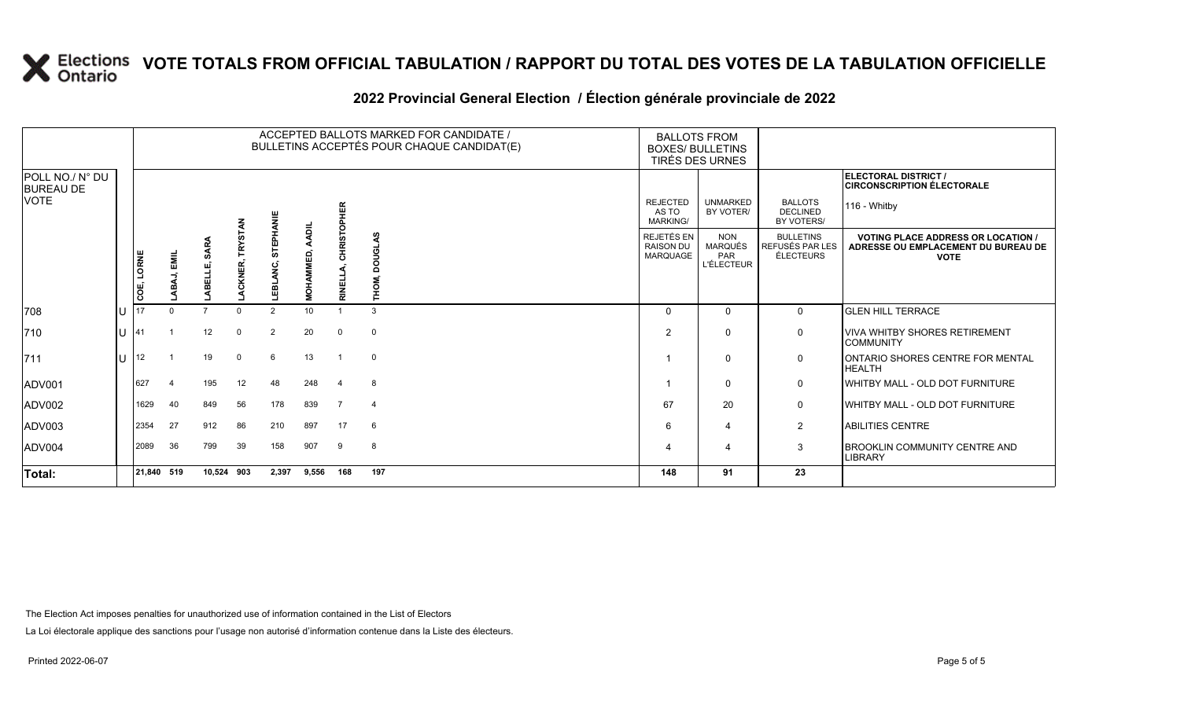# VOTE TOTALS FROM OFFICIAL TABULATION / RAPPORT DU TOTAL DES VOTES DE LA TABULATION OFFICIELLE

## 2022 Provincial General Election / Élection générale provinciale de 2022

ELECTORAL DISTRICT / CIRCONSCRIPTION ÉLECTORALE: 116 - Whitby

| POLL NO./ N° DU BUREAU DE VOTE | | ACCEPTED BALLOTS MARKED FOR CANDIDATE / BULLETINS ACCEPTÉS POUR CHAQUE CANDIDAT(E) | | | | | | | | BALLOTS FROM BOXES/ BULLETINS TIRÉS DES URNES | | | |
|---|---|---|---|---|---|---|---|---|---|---|---|---|---|
| | | COE, LORNE | LABAJ, EMIL | LABELLE, SARA | LACKNER, TRYSTAN | LEBLANC, STEPHANIE | MOHAMMED, AADIL | RINELLA, CHRISTOPHER | THOM, DOUGLAS | REJECTED AS TO MARKING/ REJETÉS EN RAISON DU MARQUAGE | UNMARKED BY VOTER/ NON MARQUÉS PAR L'ÉLECTEUR | BALLOTS DECLINED BY VOTERS/ BULLETINS REFUSÉS PAR LES ÉLECTEURS | VOTING PLACE ADDRESS OR LOCATION / ADRESSE OU EMPLACEMENT DU BUREAU DE VOTE |
| 708 | U | 17 | 0 | 7 | 0 | 2 | 10 | 1 | 3 | 0 | 0 | 0 | GLEN HILL TERRACE |
| 710 | U | 41 | 1 | 12 | 0 | 2 | 20 | 0 | 0 | 2 | 0 | 0 | VIVA WHITBY SHORES RETIREMENT COMMUNITY |
| 711 | U | 12 | 1 | 19 | 0 | 6 | 13 | 1 | 0 | 1 | 0 | 0 | ONTARIO SHORES CENTRE FOR MENTAL HEALTH |
| ADV001 | | 627 | 4 | 195 | 12 | 48 | 248 | 4 | 8 | 1 | 0 | 0 | WHITBY MALL - OLD DOT FURNITURE |
| ADV002 | | 1629 | 40 | 849 | 56 | 178 | 839 | 7 | 4 | 67 | 20 | 0 | WHITBY MALL - OLD DOT FURNITURE |
| ADV003 | | 2354 | 27 | 912 | 86 | 210 | 897 | 17 | 6 | 6 | 4 | 2 | ABILITIES CENTRE |
| ADV004 | | 2089 | 36 | 799 | 39 | 158 | 907 | 9 | 8 | 4 | 4 | 3 | BROOKLIN COMMUNITY CENTRE AND LIBRARY |
| **Total:** | | **21,840** | **519** | **10,524** | **903** | **2,397** | **9,556** | **168** | **197** | **148** | **91** | **23** | |

The Election Act imposes penalties for unauthorized use of information contained in the List of Electors

La Loi électorale applique des sanctions pour l'usage non autorisé d'information contenue dans la Liste des électeurs.

Printed 2022-06-07